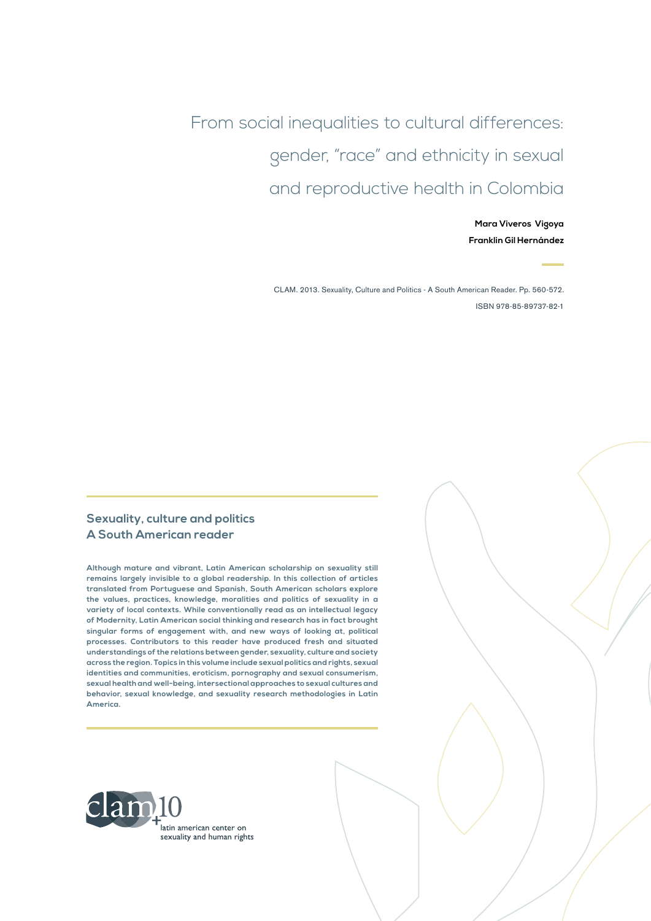# From social inequalities to cultural differences: gender, "race" and ethnicity in sexual and reproductive health in Colombia

**Mara Viveros Vigoya**

**Franklin Gil Hernández**

CLAM. 2013. Sexuality, Culture and Politics - A South American Reader. Pp. 560-572.

ISBN 978-85-89737-82-1

## Sexuality, culture and politics
## A South American reader

**Although mature and vibrant, Latin American scholarship on sexuality still remains largely invisible to a global readership. In this collection of articles translated from Portuguese and Spanish, South American scholars explore the values, practices, knowledge, moralities and politics of sexuality in a variety of local contexts. While conventionally read as an intellectual legacy of Modernity, Latin American social thinking and research has in fact brought singular forms of engagement with, and new ways of looking at, political processes. Contributors to this reader have produced fresh and situated understandings of the relations between gender, sexuality, culture and society across the region. Topics in this volume include sexual politics and rights, sexual identities and communities, eroticism, pornography and sexual consumerism, sexual health and well-being, intersectional approaches to sexual cultures and behavior, sexual knowledge, and sexuality research methodologies in Latin America.**

clam+10
latin american center on sexuality and human rights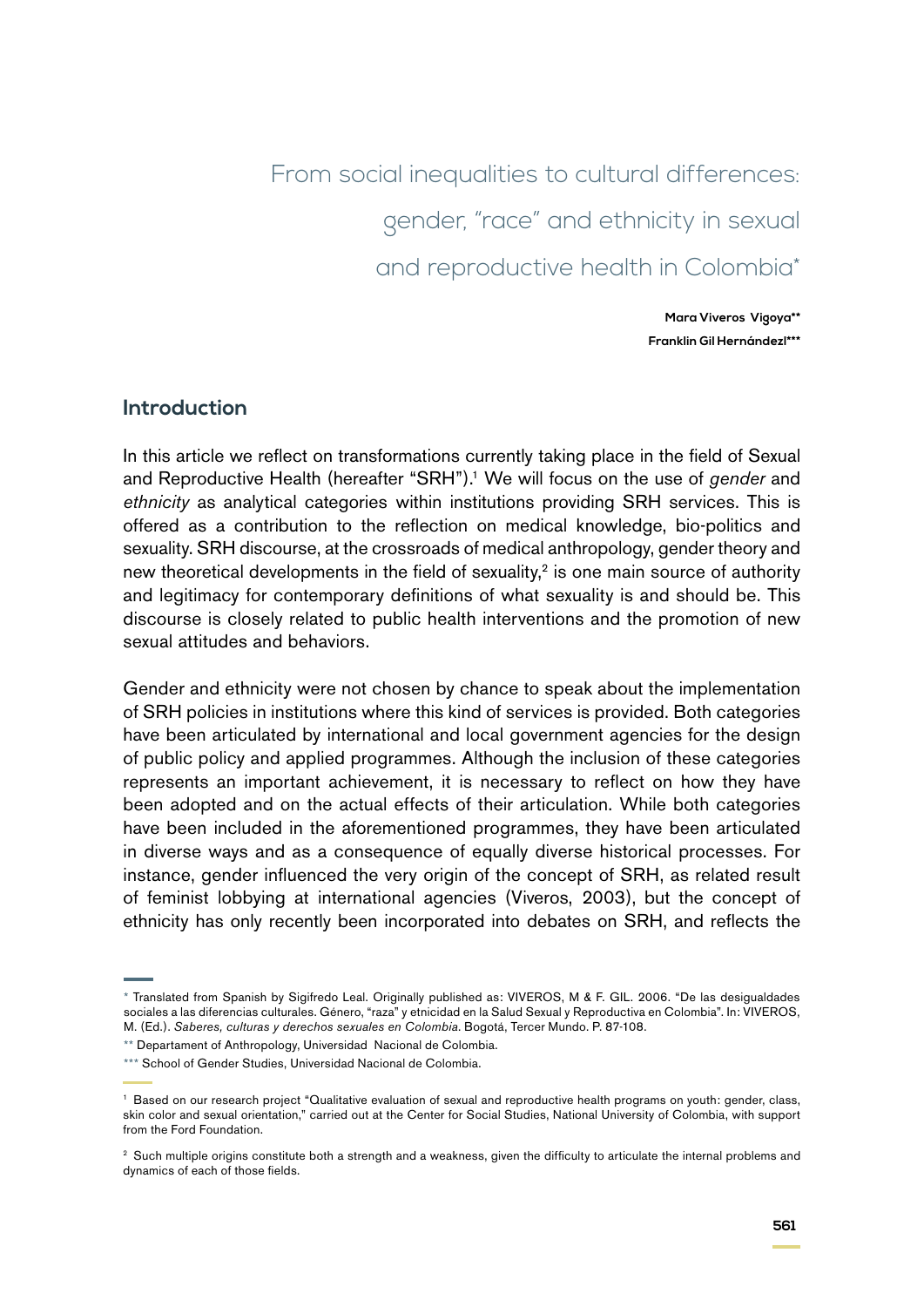# From social inequalities to cultural differences: gender, "race" and ethnicity in sexual and reproductive health in Colombia*

**Mara Viveros Vigoya****
**Franklin Gil Hernándezl*****

## Introduction

In this article we reflect on transformations currently taking place in the field of Sexual and Reproductive Health (hereafter "SRH").[1] We will focus on the use of *gender* and *ethnicity* as analytical categories within institutions providing SRH services. This is offered as a contribution to the reflection on medical knowledge, bio-politics and sexuality. SRH discourse, at the crossroads of medical anthropology, gender theory and new theoretical developments in the field of sexuality,[2] is one main source of authority and legitimacy for contemporary definitions of what sexuality is and should be. This discourse is closely related to public health interventions and the promotion of new sexual attitudes and behaviors.

Gender and ethnicity were not chosen by chance to speak about the implementation of SRH policies in institutions where this kind of services is provided. Both categories have been articulated by international and local government agencies for the design of public policy and applied programmes. Although the inclusion of these categories represents an important achievement, it is necessary to reflect on how they have been adopted and on the actual effects of their articulation. While both categories have been included in the aforementioned programmes, they have been articulated in diverse ways and as a consequence of equally diverse historical processes. For instance, gender influenced the very origin of the concept of SRH, as related result of feminist lobbying at international agencies (Viveros, 2003), but the concept of ethnicity has only recently been incorporated into debates on SRH, and reflects the

---

\* Translated from Spanish by Sigifredo Leal. Originally published as: VIVEROS, M & F. GIL. 2006. "De las desigualdades sociales a las diferencias culturales. Género, "raza" y etnicidad en la Salud Sexual y Reproductiva en Colombia". In: VIVEROS, M. (Ed.). *Saberes, culturas y derechos sexuales en Colombia*. Bogotá, Tercer Mundo. P. 87-108.

\*\* Departament of Anthropology, Universidad Nacional de Colombia.

\*\*\* School of Gender Studies, Universidad Nacional de Colombia.

[1] Based on our research project "Qualitative evaluation of sexual and reproductive health programs on youth: gender, class, skin color and sexual orientation," carried out at the Center for Social Studies, National University of Colombia, with support from the Ford Foundation.

[2] Such multiple origins constitute both a strength and a weakness, given the difficulty to articulate the internal problems and dynamics of each of those fields.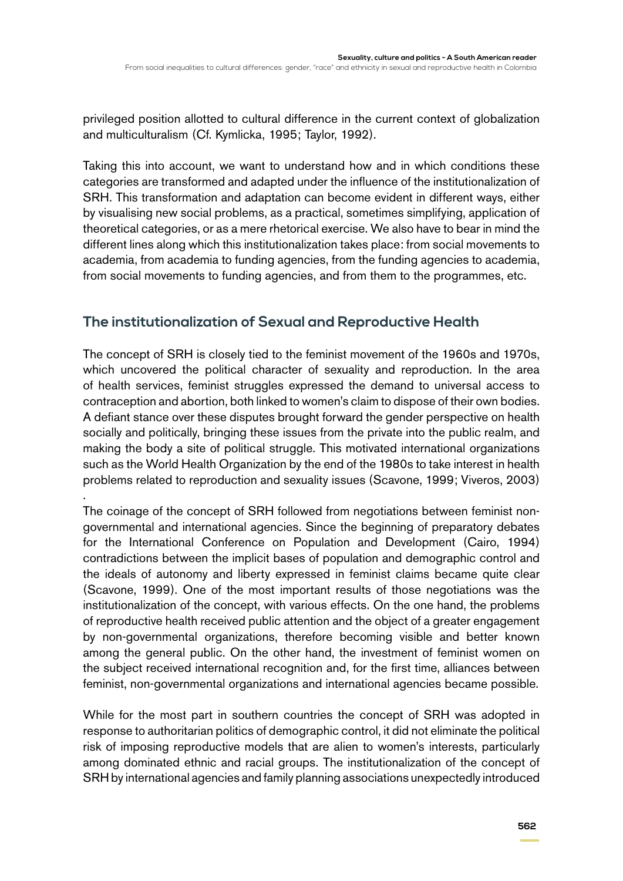privileged position allotted to cultural difference in the current context of globalization and multiculturalism (Cf. Kymlicka, 1995; Taylor, 1992).

Taking this into account, we want to understand how and in which conditions these categories are transformed and adapted under the influence of the institutionalization of SRH. This transformation and adaptation can become evident in different ways, either by visualising new social problems, as a practical, sometimes simplifying, application of theoretical categories, or as a mere rhetorical exercise. We also have to bear in mind the different lines along which this institutionalization takes place: from social movements to academia, from academia to funding agencies, from the funding agencies to academia, from social movements to funding agencies, and from them to the programmes, etc.

## The institutionalization of Sexual and Reproductive Health

The concept of SRH is closely tied to the feminist movement of the 1960s and 1970s, which uncovered the political character of sexuality and reproduction. In the area of health services, feminist struggles expressed the demand to universal access to contraception and abortion, both linked to women's claim to dispose of their own bodies. A defiant stance over these disputes brought forward the gender perspective on health socially and politically, bringing these issues from the private into the public realm, and making the body a site of political struggle. This motivated international organizations such as the World Health Organization by the end of the 1980s to take interest in health problems related to reproduction and sexuality issues (Scavone, 1999; Viveros, 2003)
.
The coinage of the concept of SRH followed from negotiations between feminist non-governmental and international agencies. Since the beginning of preparatory debates for the International Conference on Population and Development (Cairo, 1994) contradictions between the implicit bases of population and demographic control and the ideals of autonomy and liberty expressed in feminist claims became quite clear (Scavone, 1999). One of the most important results of those negotiations was the institutionalization of the concept, with various effects. On the one hand, the problems of reproductive health received public attention and the object of a greater engagement by non-governmental organizations, therefore becoming visible and better known among the general public. On the other hand, the investment of feminist women on the subject received international recognition and, for the first time, alliances between feminist, non-governmental organizations and international agencies became possible.

While for the most part in southern countries the concept of SRH was adopted in response to authoritarian politics of demographic control, it did not eliminate the political risk of imposing reproductive models that are alien to women's interests, particularly among dominated ethnic and racial groups. The institutionalization of the concept of SRH by international agencies and family planning associations unexpectedly introduced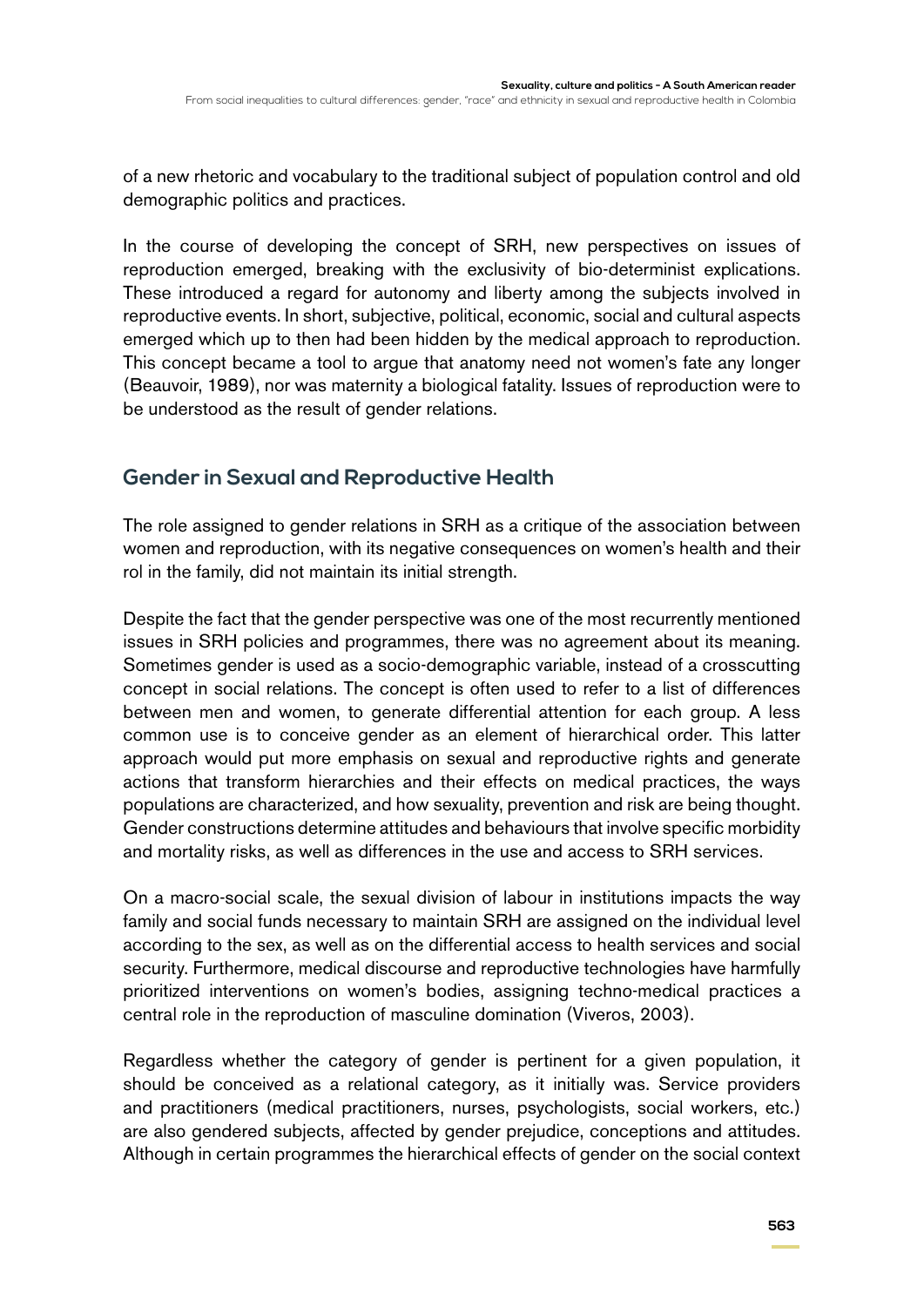of a new rhetoric and vocabulary to the traditional subject of population control and old demographic politics and practices.

In the course of developing the concept of SRH, new perspectives on issues of reproduction emerged, breaking with the exclusivity of bio-determinist explications. These introduced a regard for autonomy and liberty among the subjects involved in reproductive events. In short, subjective, political, economic, social and cultural aspects emerged which up to then had been hidden by the medical approach to reproduction. This concept became a tool to argue that anatomy need not women's fate any longer (Beauvoir, 1989), nor was maternity a biological fatality. Issues of reproduction were to be understood as the result of gender relations.

## Gender in Sexual and Reproductive Health

The role assigned to gender relations in SRH as a critique of the association between women and reproduction, with its negative consequences on women's health and their rol in the family, did not maintain its initial strength.

Despite the fact that the gender perspective was one of the most recurrently mentioned issues in SRH policies and programmes, there was no agreement about its meaning. Sometimes gender is used as a socio-demographic variable, instead of a crosscutting concept in social relations. The concept is often used to refer to a list of differences between men and women, to generate differential attention for each group. A less common use is to conceive gender as an element of hierarchical order. This latter approach would put more emphasis on sexual and reproductive rights and generate actions that transform hierarchies and their effects on medical practices, the ways populations are characterized, and how sexuality, prevention and risk are being thought. Gender constructions determine attitudes and behaviours that involve specific morbidity and mortality risks, as well as differences in the use and access to SRH services.

On a macro-social scale, the sexual division of labour in institutions impacts the way family and social funds necessary to maintain SRH are assigned on the individual level according to the sex, as well as on the differential access to health services and social security. Furthermore, medical discourse and reproductive technologies have harmfully prioritized interventions on women's bodies, assigning techno-medical practices a central role in the reproduction of masculine domination (Viveros, 2003).

Regardless whether the category of gender is pertinent for a given population, it should be conceived as a relational category, as it initially was. Service providers and practitioners (medical practitioners, nurses, psychologists, social workers, etc.) are also gendered subjects, affected by gender prejudice, conceptions and attitudes. Although in certain programmes the hierarchical effects of gender on the social context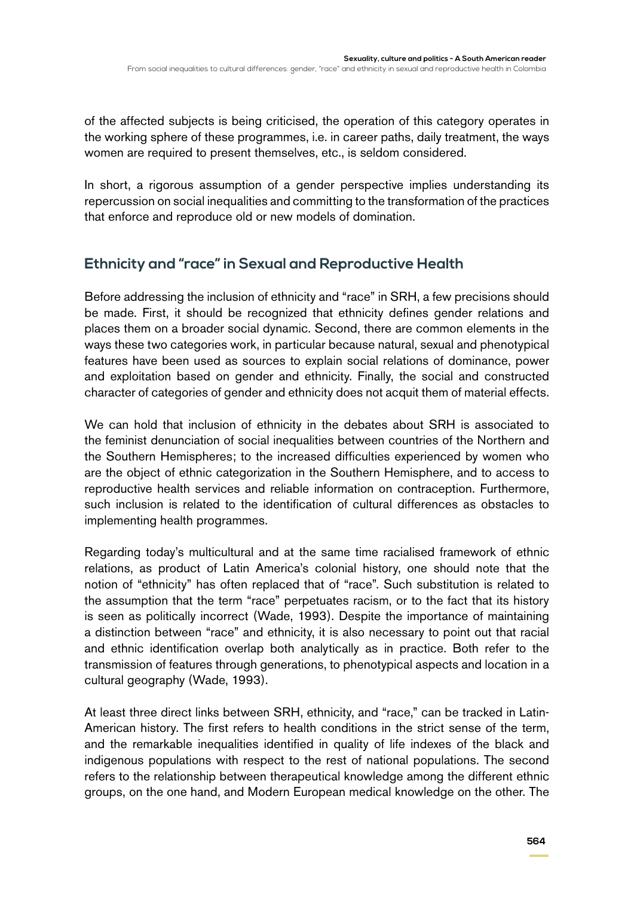of the affected subjects is being criticised, the operation of this category operates in the working sphere of these programmes, i.e. in career paths, daily treatment, the ways women are required to present themselves, etc., is seldom considered.

In short, a rigorous assumption of a gender perspective implies understanding its repercussion on social inequalities and committing to the transformation of the practices that enforce and reproduce old or new models of domination.

## Ethnicity and "race" in Sexual and Reproductive Health

Before addressing the inclusion of ethnicity and "race" in SRH, a few precisions should be made. First, it should be recognized that ethnicity defines gender relations and places them on a broader social dynamic. Second, there are common elements in the ways these two categories work, in particular because natural, sexual and phenotypical features have been used as sources to explain social relations of dominance, power and exploitation based on gender and ethnicity. Finally, the social and constructed character of categories of gender and ethnicity does not acquit them of material effects.

We can hold that inclusion of ethnicity in the debates about SRH is associated to the feminist denunciation of social inequalities between countries of the Northern and the Southern Hemispheres; to the increased difficulties experienced by women who are the object of ethnic categorization in the Southern Hemisphere, and to access to reproductive health services and reliable information on contraception. Furthermore, such inclusion is related to the identification of cultural differences as obstacles to implementing health programmes.

Regarding today's multicultural and at the same time racialised framework of ethnic relations, as product of Latin America's colonial history, one should note that the notion of "ethnicity" has often replaced that of "race". Such substitution is related to the assumption that the term "race" perpetuates racism, or to the fact that its history is seen as politically incorrect (Wade, 1993). Despite the importance of maintaining a distinction between "race" and ethnicity, it is also necessary to point out that racial and ethnic identification overlap both analytically as in practice. Both refer to the transmission of features through generations, to phenotypical aspects and location in a cultural geography (Wade, 1993).

At least three direct links between SRH, ethnicity, and "race," can be tracked in Latin-American history. The first refers to health conditions in the strict sense of the term, and the remarkable inequalities identified in quality of life indexes of the black and indigenous populations with respect to the rest of national populations. The second refers to the relationship between therapeutical knowledge among the different ethnic groups, on the one hand, and Modern European medical knowledge on the other. The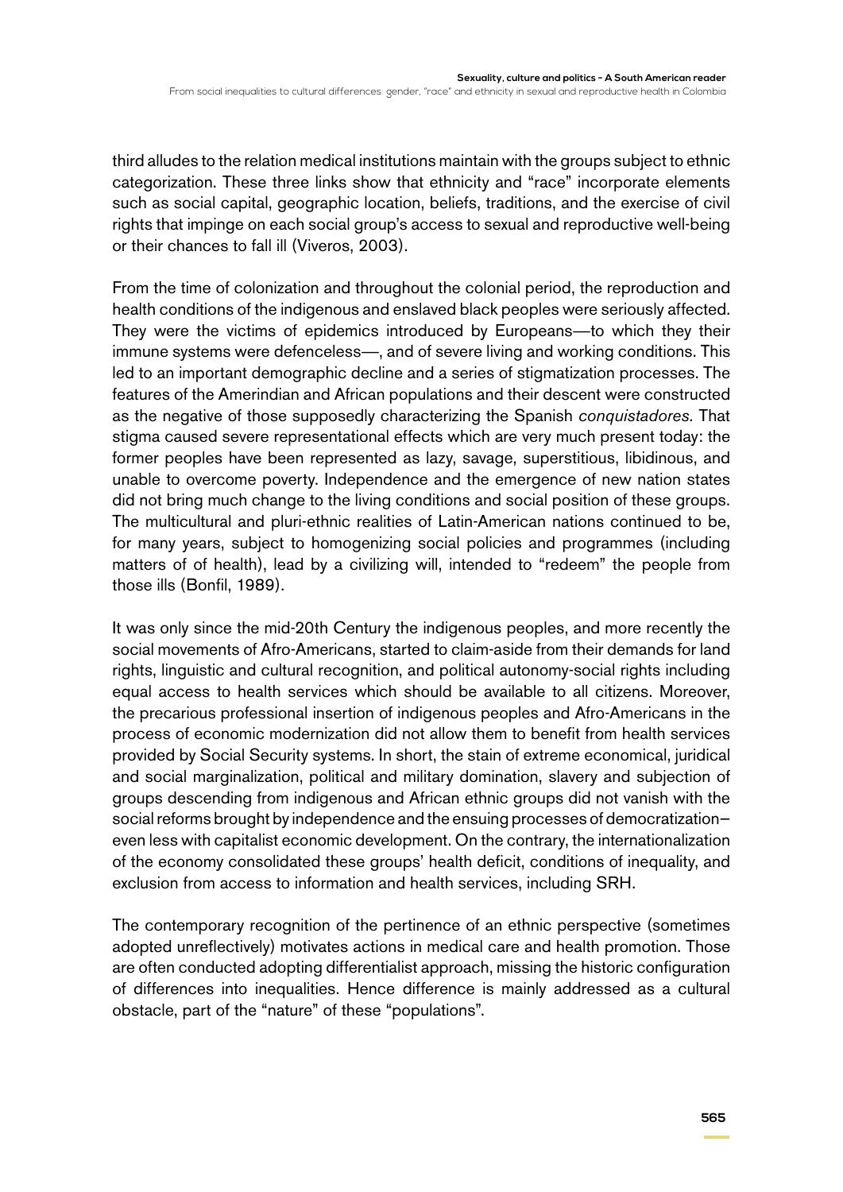third alludes to the relation medical institutions maintain with the groups subject to ethnic categorization. These three links show that ethnicity and "race" incorporate elements such as social capital, geographic location, beliefs, traditions, and the exercise of civil rights that impinge on each social group's access to sexual and reproductive well-being or their chances to fall ill (Viveros, 2003).

From the time of colonization and throughout the colonial period, the reproduction and health conditions of the indigenous and enslaved black peoples were seriously affected. They were the victims of epidemics introduced by Europeans—to which they their immune systems were defenceless—, and of severe living and working conditions. This led to an important demographic decline and a series of stigmatization processes. The features of the Amerindian and African populations and their descent were constructed as the negative of those supposedly characterizing the Spanish *conquistadores.* That stigma caused severe representational effects which are very much present today: the former peoples have been represented as lazy, savage, superstitious, libidinous, and unable to overcome poverty. Independence and the emergence of new nation states did not bring much change to the living conditions and social position of these groups. The multicultural and pluri-ethnic realities of Latin-American nations continued to be, for many years, subject to homogenizing social policies and programmes (including matters of of health), lead by a civilizing will, intended to "redeem" the people from those ills (Bonfil, 1989).

It was only since the mid-20th Century the indigenous peoples, and more recently the social movements of Afro-Americans, started to claim-aside from their demands for land rights, linguistic and cultural recognition, and political autonomy-social rights including equal access to health services which should be available to all citizens. Moreover, the precarious professional insertion of indigenous peoples and Afro-Americans in the process of economic modernization did not allow them to benefit from health services provided by Social Security systems. In short, the stain of extreme economical, juridical and social marginalization, political and military domination, slavery and subjection of groups descending from indigenous and African ethnic groups did not vanish with the social reforms brought by independence and the ensuing processes of democratization– even less with capitalist economic development. On the contrary, the internationalization of the economy consolidated these groups' health deficit, conditions of inequality, and exclusion from access to information and health services, including SRH.

The contemporary recognition of the pertinence of an ethnic perspective (sometimes adopted unreflectively) motivates actions in medical care and health promotion. Those are often conducted adopting differentialist approach, missing the historic configuration of differences into inequalities. Hence difference is mainly addressed as a cultural obstacle, part of the "nature" of these "populations".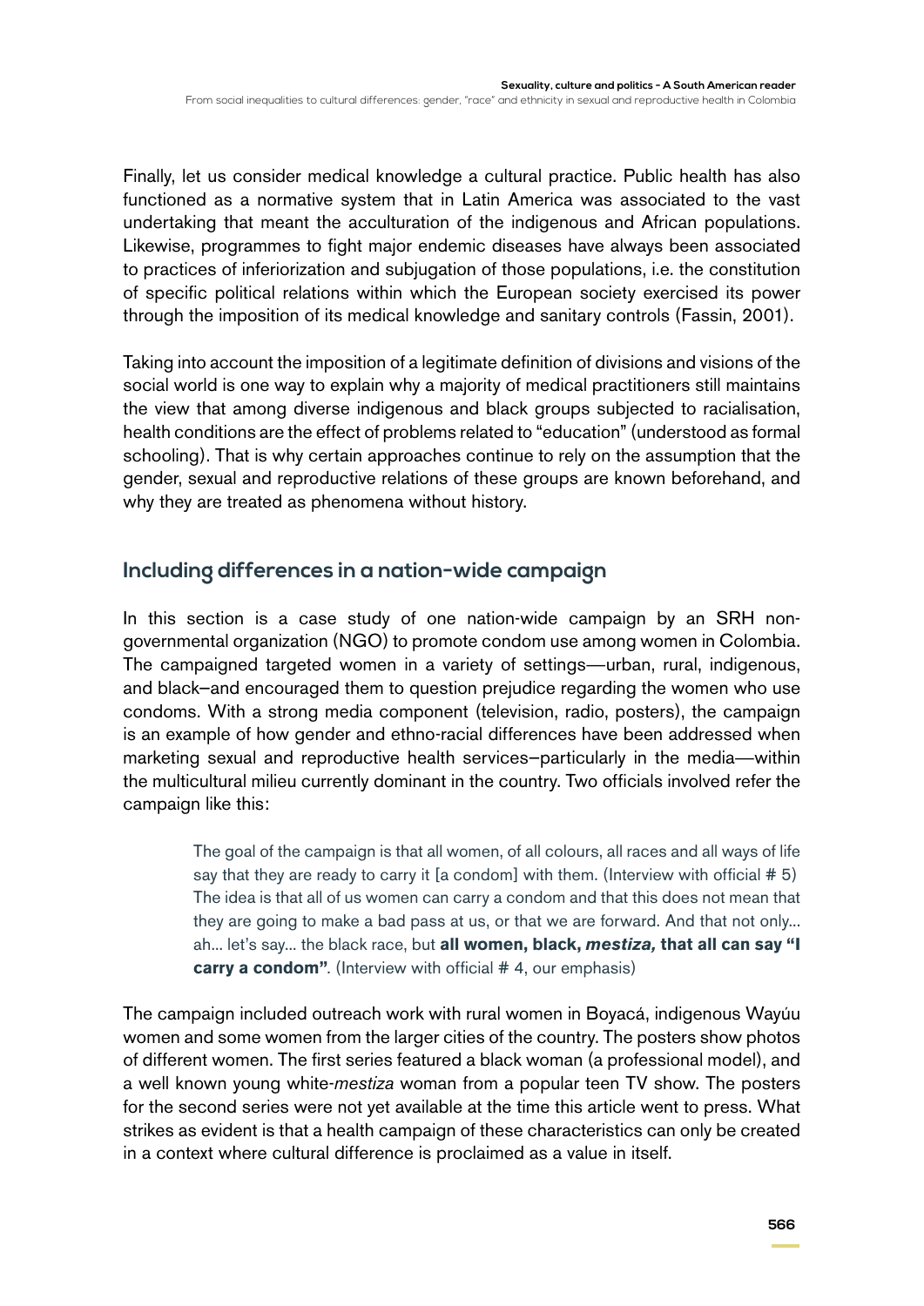Finally, let us consider medical knowledge a cultural practice. Public health has also functioned as a normative system that in Latin America was associated to the vast undertaking that meant the acculturation of the indigenous and African populations. Likewise, programmes to fight major endemic diseases have always been associated to practices of inferiorization and subjugation of those populations, i.e. the constitution of specific political relations within which the European society exercised its power through the imposition of its medical knowledge and sanitary controls (Fassin, 2001).

Taking into account the imposition of a legitimate definition of divisions and visions of the social world is one way to explain why a majority of medical practitioners still maintains the view that among diverse indigenous and black groups subjected to racialisation, health conditions are the effect of problems related to "education" (understood as formal schooling). That is why certain approaches continue to rely on the assumption that the gender, sexual and reproductive relations of these groups are known beforehand, and why they are treated as phenomena without history.

## Including differences in a nation-wide campaign

In this section is a case study of one nation-wide campaign by an SRH non-governmental organization (NGO) to promote condom use among women in Colombia. The campaigned targeted women in a variety of settings—urban, rural, indigenous, and black–and encouraged them to question prejudice regarding the women who use condoms. With a strong media component (television, radio, posters), the campaign is an example of how gender and ethno-racial differences have been addressed when marketing sexual and reproductive health services–particularly in the media—within the multicultural milieu currently dominant in the country. Two officials involved refer the campaign like this:

> The goal of the campaign is that all women, of all colours, all races and all ways of life say that they are ready to carry it [a condom] with them. (Interview with official # 5)
> The idea is that all of us women can carry a condom and that this does not mean that they are going to make a bad pass at us, or that we are forward. And that not only... ah... let's say... the black race, but **all women, black, *mestiza,* that all can say "I carry a condom"**. (Interview with official # 4, our emphasis)

The campaign included outreach work with rural women in Boyacá, indigenous Wayúu women and some women from the larger cities of the country. The posters show photos of different women. The first series featured a black woman (a professional model), and a well known young white-*mestiza* woman from a popular teen TV show. The posters for the second series were not yet available at the time this article went to press. What strikes as evident is that a health campaign of these characteristics can only be created in a context where cultural difference is proclaimed as a value in itself.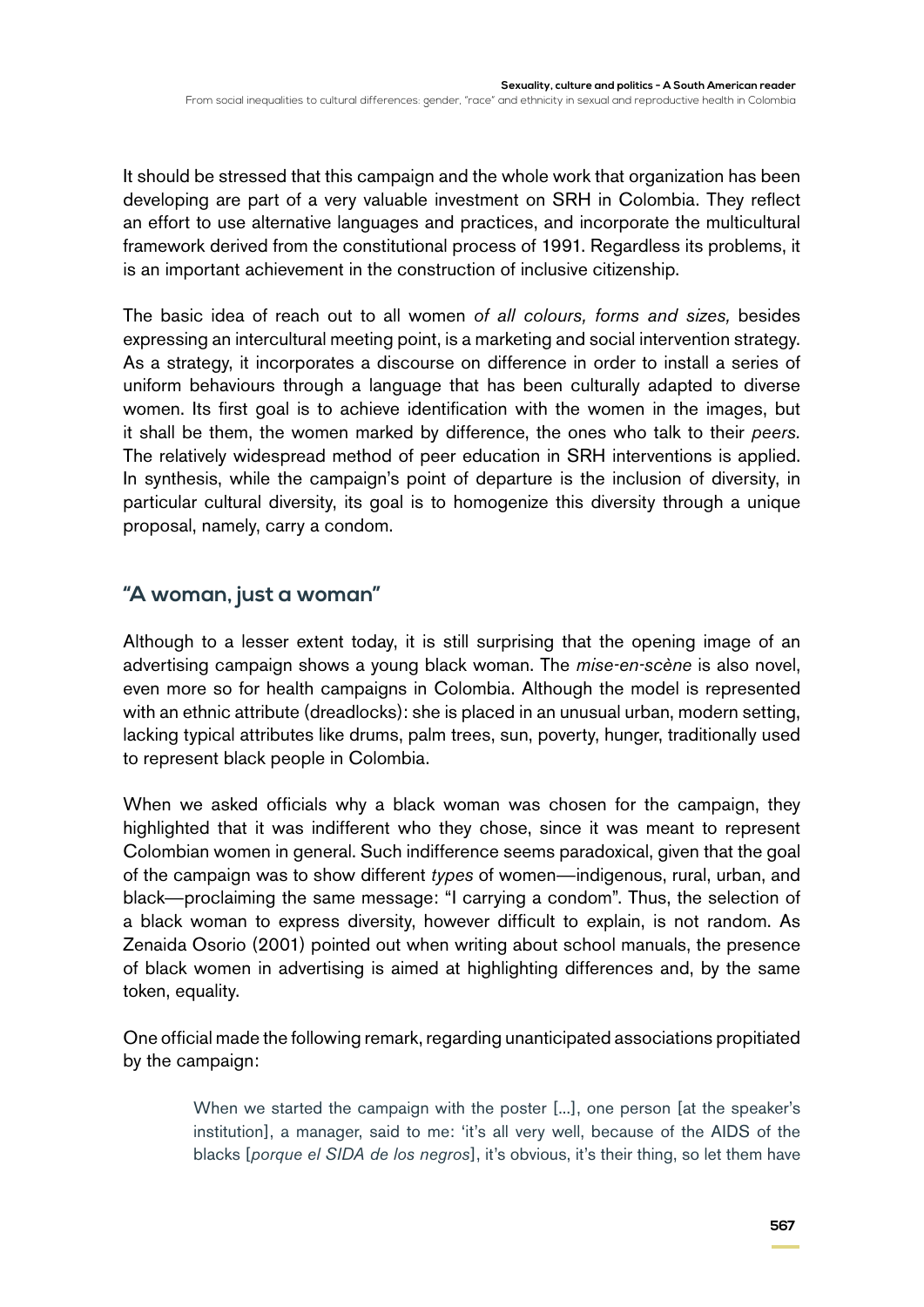It should be stressed that this campaign and the whole work that organization has been developing are part of a very valuable investment on SRH in Colombia. They reflect an effort to use alternative languages and practices, and incorporate the multicultural framework derived from the constitutional process of 1991. Regardless its problems, it is an important achievement in the construction of inclusive citizenship.

The basic idea of reach out to all women *of all colours, forms and sizes,* besides expressing an intercultural meeting point, is a marketing and social intervention strategy. As a strategy, it incorporates a discourse on difference in order to install a series of uniform behaviours through a language that has been culturally adapted to diverse women. Its first goal is to achieve identification with the women in the images, but it shall be them, the women marked by difference, the ones who talk to their *peers.* The relatively widespread method of peer education in SRH interventions is applied. In synthesis, while the campaign's point of departure is the inclusion of diversity, in particular cultural diversity, its goal is to homogenize this diversity through a unique proposal, namely, carry a condom.

## "A woman, just a woman"

Although to a lesser extent today, it is still surprising that the opening image of an advertising campaign shows a young black woman. The *mise-en-scène* is also novel, even more so for health campaigns in Colombia. Although the model is represented with an ethnic attribute (dreadlocks): she is placed in an unusual urban, modern setting, lacking typical attributes like drums, palm trees, sun, poverty, hunger, traditionally used to represent black people in Colombia.

When we asked officials why a black woman was chosen for the campaign, they highlighted that it was indifferent who they chose, since it was meant to represent Colombian women in general. Such indifference seems paradoxical, given that the goal of the campaign was to show different *types* of women—indigenous, rural, urban, and black—proclaiming the same message: "I carrying a condom". Thus, the selection of a black woman to express diversity, however difficult to explain, is not random. As Zenaida Osorio (2001) pointed out when writing about school manuals, the presence of black women in advertising is aimed at highlighting differences and, by the same token, equality.

One official made the following remark, regarding unanticipated associations propitiated by the campaign:

> When we started the campaign with the poster [...], one person [at the speaker's institution], a manager, said to me: 'it's all very well, because of the AIDS of the blacks [*porque el SIDA de los negros*], it's obvious, it's their thing, so let them have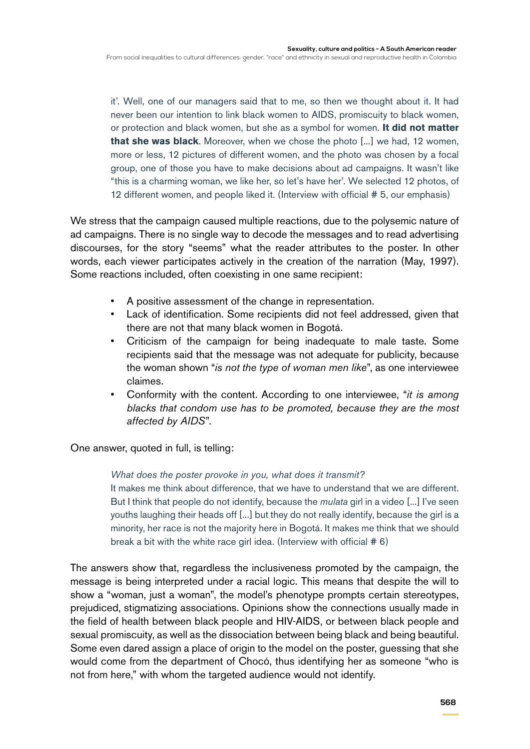> it'. Well, one of our managers said that to me, so then we thought about it. It had never been our intention to link black women to AIDS, promiscuity to black women, or protection and black women, but she as a symbol for women. **It did not matter that she was black**. Moreover, when we chose the photo [...] we had, 12 women, more or less, 12 pictures of different women, and the photo was chosen by a focal group, one of those you have to make decisions about ad campaigns. It wasn't like "this is a charming woman, we like her, so let's have her'. We selected 12 photos, of 12 different women, and people liked it. (Interview with official # 5, our emphasis)

We stress that the campaign caused multiple reactions, due to the polysemic nature of ad campaigns. There is no single way to decode the messages and to read advertising discourses, for the story "seems" what the reader attributes to the poster. In other words, each viewer participates actively in the creation of the narration (May, 1997). Some reactions included, often coexisting in one same recipient:

- A positive assessment of the change in representation.
- Lack of identification. Some recipients did not feel addressed, given that there are not that many black women in Bogotá.
- Criticism of the campaign for being inadequate to male taste. Some recipients said that the message was not adequate for publicity, because the woman shown "*is not the type of woman men like*", as one interviewee claimes.
- Conformity with the content. According to one interviewee, "*it is among blacks that condom use has to be promoted, because they are the most affected by AIDS*".

One answer, quoted in full, is telling:

> *What does the poster provoke in you, what does it transmit?*
>
> It makes me think about difference, that we have to understand that we are different. But I think that people do not identify, because the *mulata* girl in a video [...] I've seen youths laughing their heads off [...] but they do not really identify, because the girl is a minority, her race is not the majority here in Bogotá. It makes me think that we should break a bit with the white race girl idea. (Interview with official # 6)

The answers show that, regardless the inclusiveness promoted by the campaign, the message is being interpreted under a racial logic. This means that despite the will to show a "woman, just a woman", the model's phenotype prompts certain stereotypes, prejudiced, stigmatizing associations. Opinions show the connections usually made in the field of health between black people and HIV-AIDS, or between black people and sexual promiscuity, as well as the dissociation between being black and being beautiful. Some even dared assign a place of origin to the model on the poster, guessing that she would come from the department of Chocó, thus identifying her as someone "who is not from here," with whom the targeted audience would not identify.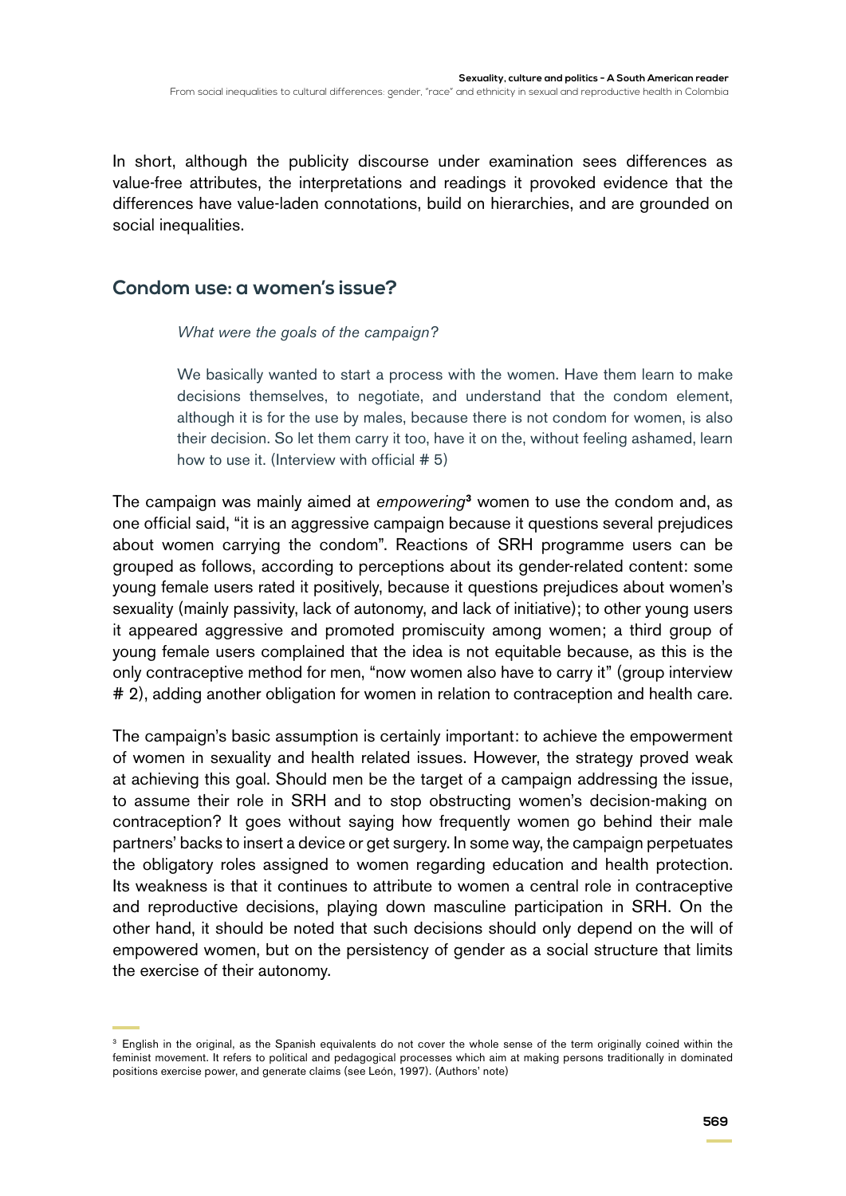In short, although the publicity discourse under examination sees differences as value-free attributes, the interpretations and readings it provoked evidence that the differences have value-laden connotations, build on hierarchies, and are grounded on social inequalities.

## Condom use: a women's issue?

> *What were the goals of the campaign?*
>
> We basically wanted to start a process with the women. Have them learn to make decisions themselves, to negotiate, and understand that the condom element, although it is for the use by males, because there is not condom for women, is also their decision. So let them carry it too, have it on the, without feeling ashamed, learn how to use it. (Interview with official # 5)

The campaign was mainly aimed at *empowering*[3] women to use the condom and, as one official said, "it is an aggressive campaign because it questions several prejudices about women carrying the condom". Reactions of SRH programme users can be grouped as follows, according to perceptions about its gender-related content: some young female users rated it positively, because it questions prejudices about women's sexuality (mainly passivity, lack of autonomy, and lack of initiative); to other young users it appeared aggressive and promoted promiscuity among women; a third group of young female users complained that the idea is not equitable because, as this is the only contraceptive method for men, "now women also have to carry it" (group interview # 2), adding another obligation for women in relation to contraception and health care.

The campaign's basic assumption is certainly important: to achieve the empowerment of women in sexuality and health related issues. However, the strategy proved weak at achieving this goal. Should men be the target of a campaign addressing the issue, to assume their role in SRH and to stop obstructing women's decision-making on contraception? It goes without saying how frequently women go behind their male partners' backs to insert a device or get surgery. In some way, the campaign perpetuates the obligatory roles assigned to women regarding education and health protection. Its weakness is that it continues to attribute to women a central role in contraceptive and reproductive decisions, playing down masculine participation in SRH. On the other hand, it should be noted that such decisions should only depend on the will of empowered women, but on the persistency of gender as a social structure that limits the exercise of their autonomy.

---

[3] English in the original, as the Spanish equivalents do not cover the whole sense of the term originally coined within the feminist movement. It refers to political and pedagogical processes which aim at making persons traditionally in dominated positions exercise power, and generate claims (see León, 1997). (Authors' note)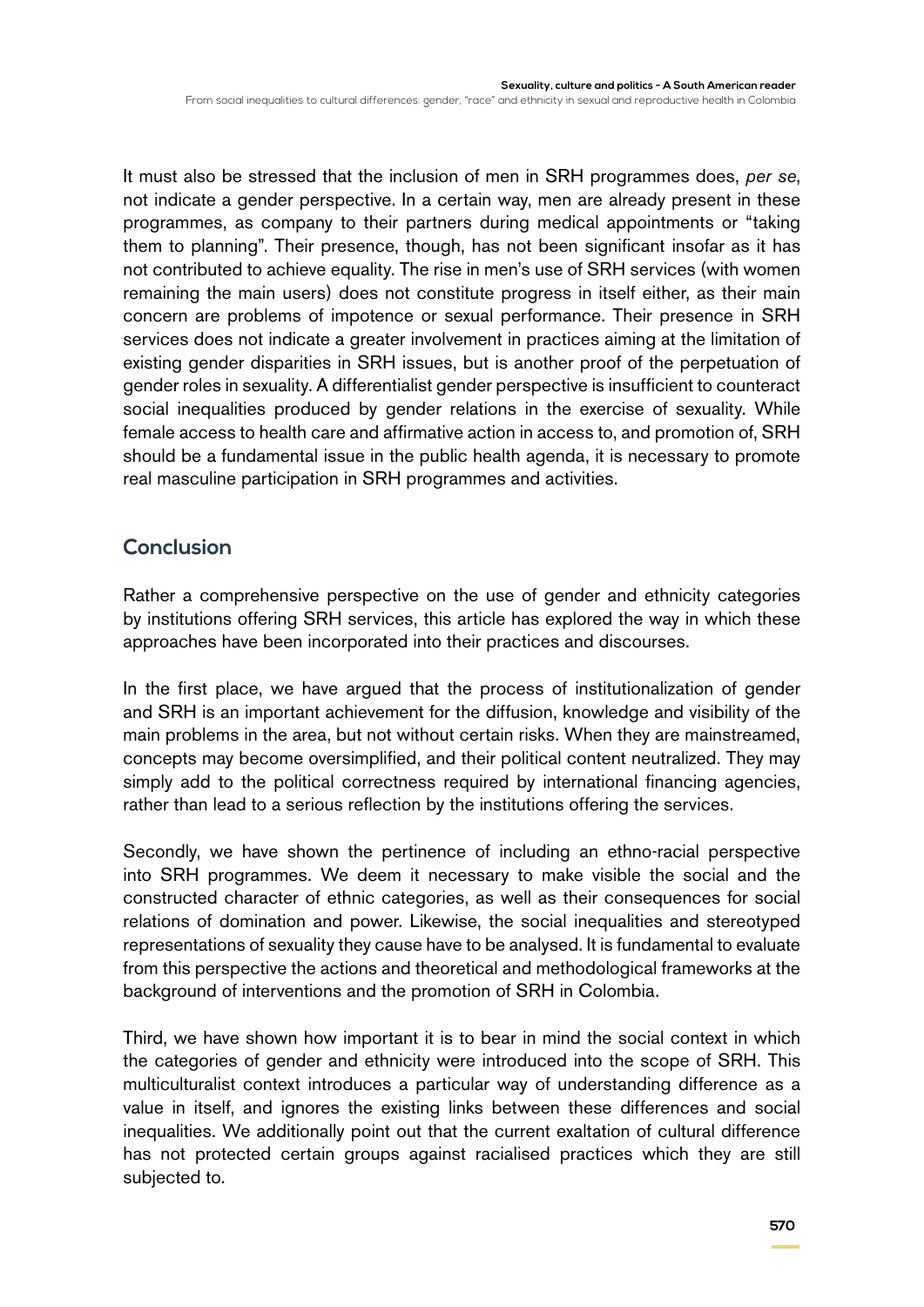It must also be stressed that the inclusion of men in SRH programmes does, *per se*, not indicate a gender perspective. In a certain way, men are already present in these programmes, as company to their partners during medical appointments or "taking them to planning". Their presence, though, has not been significant insofar as it has not contributed to achieve equality. The rise in men's use of SRH services (with women remaining the main users) does not constitute progress in itself either, as their main concern are problems of impotence or sexual performance. Their presence in SRH services does not indicate a greater involvement in practices aiming at the limitation of existing gender disparities in SRH issues, but is another proof of the perpetuation of gender roles in sexuality. A differentialist gender perspective is insufficient to counteract social inequalities produced by gender relations in the exercise of sexuality. While female access to health care and affirmative action in access to, and promotion of, SRH should be a fundamental issue in the public health agenda, it is necessary to promote real masculine participation in SRH programmes and activities.

## Conclusion

Rather a comprehensive perspective on the use of gender and ethnicity categories by institutions offering SRH services, this article has explored the way in which these approaches have been incorporated into their practices and discourses.

In the first place, we have argued that the process of institutionalization of gender and SRH is an important achievement for the diffusion, knowledge and visibility of the main problems in the area, but not without certain risks. When they are mainstreamed, concepts may become oversimplified, and their political content neutralized. They may simply add to the political correctness required by international financing agencies, rather than lead to a serious reflection by the institutions offering the services.

Secondly, we have shown the pertinence of including an ethno-racial perspective into SRH programmes. We deem it necessary to make visible the social and the constructed character of ethnic categories, as well as their consequences for social relations of domination and power. Likewise, the social inequalities and stereotyped representations of sexuality they cause have to be analysed. It is fundamental to evaluate from this perspective the actions and theoretical and methodological frameworks at the background of interventions and the promotion of SRH in Colombia.

Third, we have shown how important it is to bear in mind the social context in which the categories of gender and ethnicity were introduced into the scope of SRH. This multiculturalist context introduces a particular way of understanding difference as a value in itself, and ignores the existing links between these differences and social inequalities. We additionally point out that the current exaltation of cultural difference has not protected certain groups against racialised practices which they are still subjected to.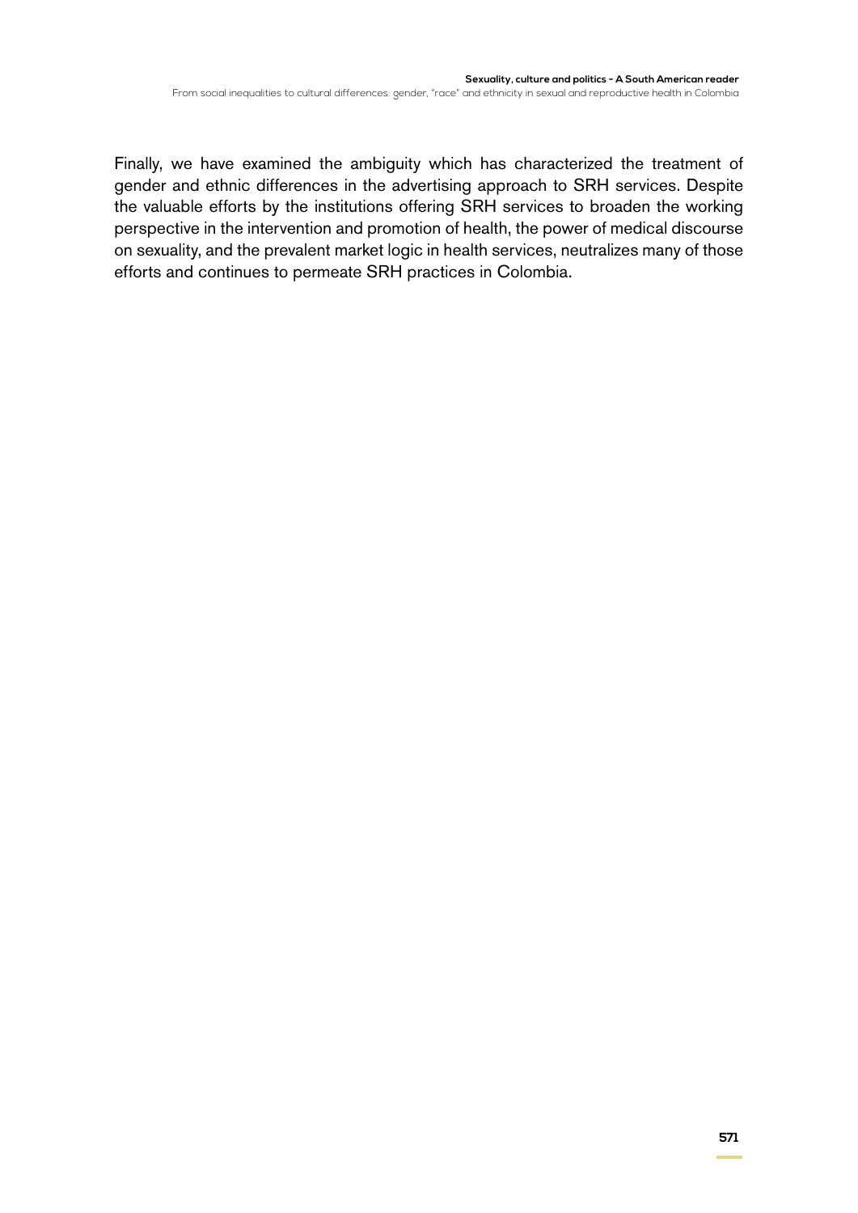Finally, we have examined the ambiguity which has characterized the treatment of gender and ethnic differences in the advertising approach to SRH services. Despite the valuable efforts by the institutions offering SRH services to broaden the working perspective in the intervention and promotion of health, the power of medical discourse on sexuality, and the prevalent market logic in health services, neutralizes many of those efforts and continues to permeate SRH practices in Colombia.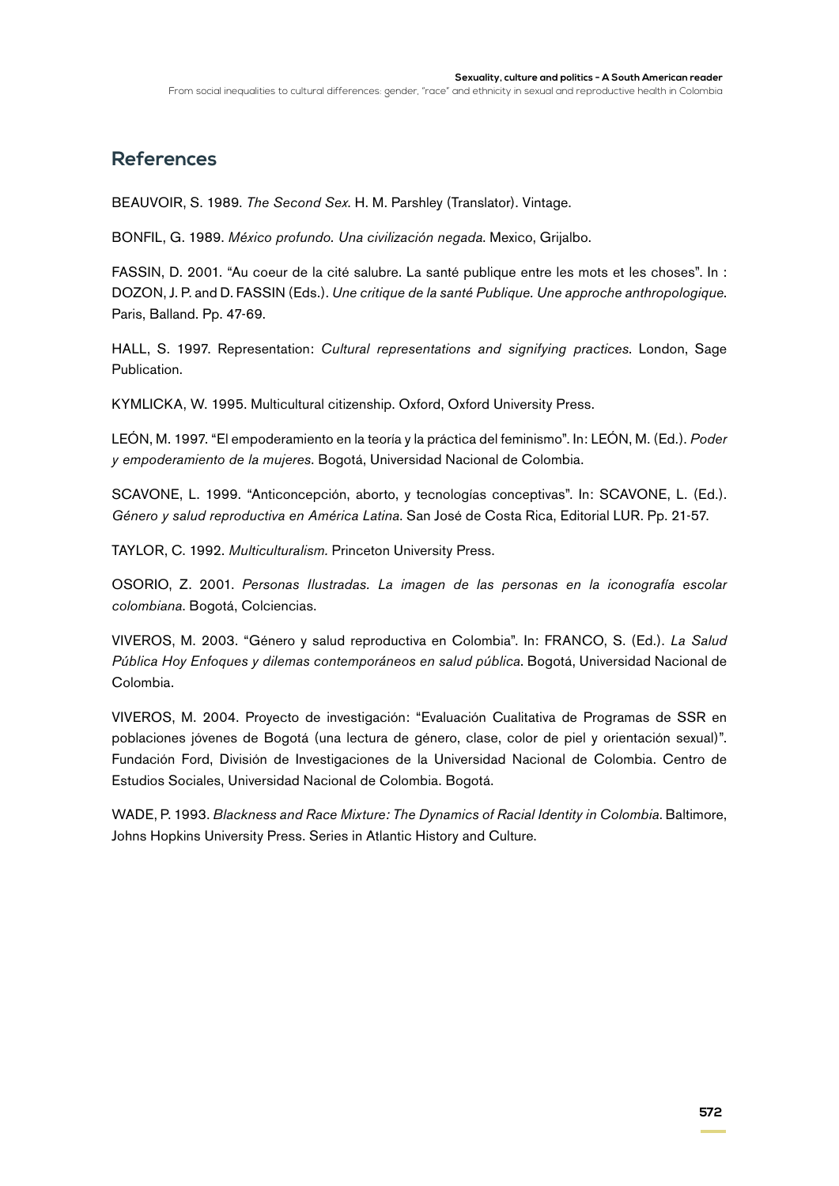## References

BEAUVOIR, S. 1989. *The Second Sex*. H. M. Parshley (Translator). Vintage.

BONFIL, G. 1989. *México profundo. Una civilización negada*. Mexico, Grijalbo.

FASSIN, D. 2001. "Au coeur de la cité salubre. La santé publique entre les mots et les choses". In : DOZON, J. P. and D. FASSIN (Eds.). *Une critique de la santé Publique. Une approche anthropologique*. Paris, Balland. Pp. 47-69.

HALL, S. 1997. Representation: *Cultural representations and signifying practices*. London, Sage Publication.

KYMLICKA, W. 1995. Multicultural citizenship. Oxford, Oxford University Press.

LEÓN, M. 1997. "El empoderamiento en la teoría y la práctica del feminismo". In: LEÓN, M. (Ed.). *Poder y empoderamiento de la mujeres*. Bogotá, Universidad Nacional de Colombia.

SCAVONE, L. 1999. "Anticoncepción, aborto, y tecnologías conceptivas". In: SCAVONE, L. (Ed.). *Género y salud reproductiva en América Latina*. San José de Costa Rica, Editorial LUR. Pp. 21-57.

TAYLOR, C. 1992. *Multiculturalism*. Princeton University Press.

OSORIO, Z. 2001. *Personas Ilustradas. La imagen de las personas en la iconografía escolar colombiana*. Bogotá, Colciencias.

VIVEROS, M. 2003. "Género y salud reproductiva en Colombia". In: FRANCO, S. (Ed.). *La Salud Pública Hoy Enfoques y dilemas contemporáneos en salud pública*. Bogotá, Universidad Nacional de Colombia.

VIVEROS, M. 2004. Proyecto de investigación: "Evaluación Cualitativa de Programas de SSR en poblaciones jóvenes de Bogotá (una lectura de género, clase, color de piel y orientación sexual)". Fundación Ford, División de Investigaciones de la Universidad Nacional de Colombia. Centro de Estudios Sociales, Universidad Nacional de Colombia. Bogotá.

WADE, P. 1993. *Blackness and Race Mixture: The Dynamics of Racial Identity in Colombia*. Baltimore, Johns Hopkins University Press. Series in Atlantic History and Culture.